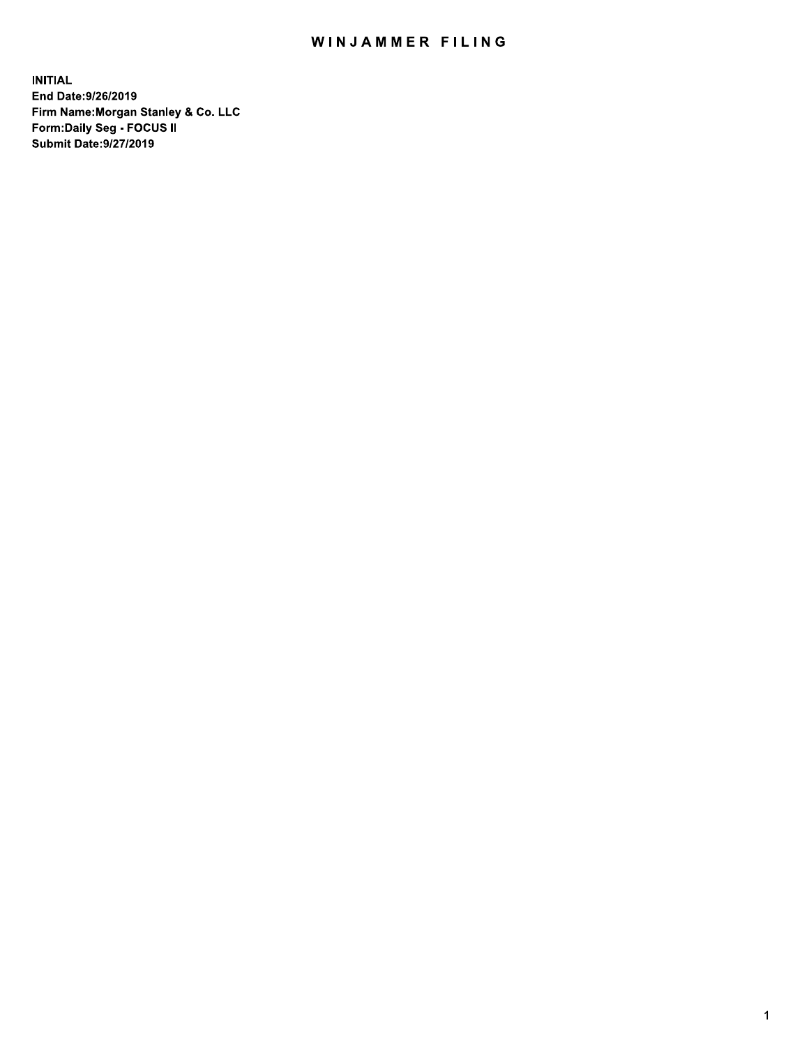# WINJAMMER FILING

**INITIAL**
**End Date:9/26/2019**
**Firm Name:Morgan Stanley & Co. LLC**
**Form:Daily Seg - FOCUS II**
**Submit Date:9/27/2019**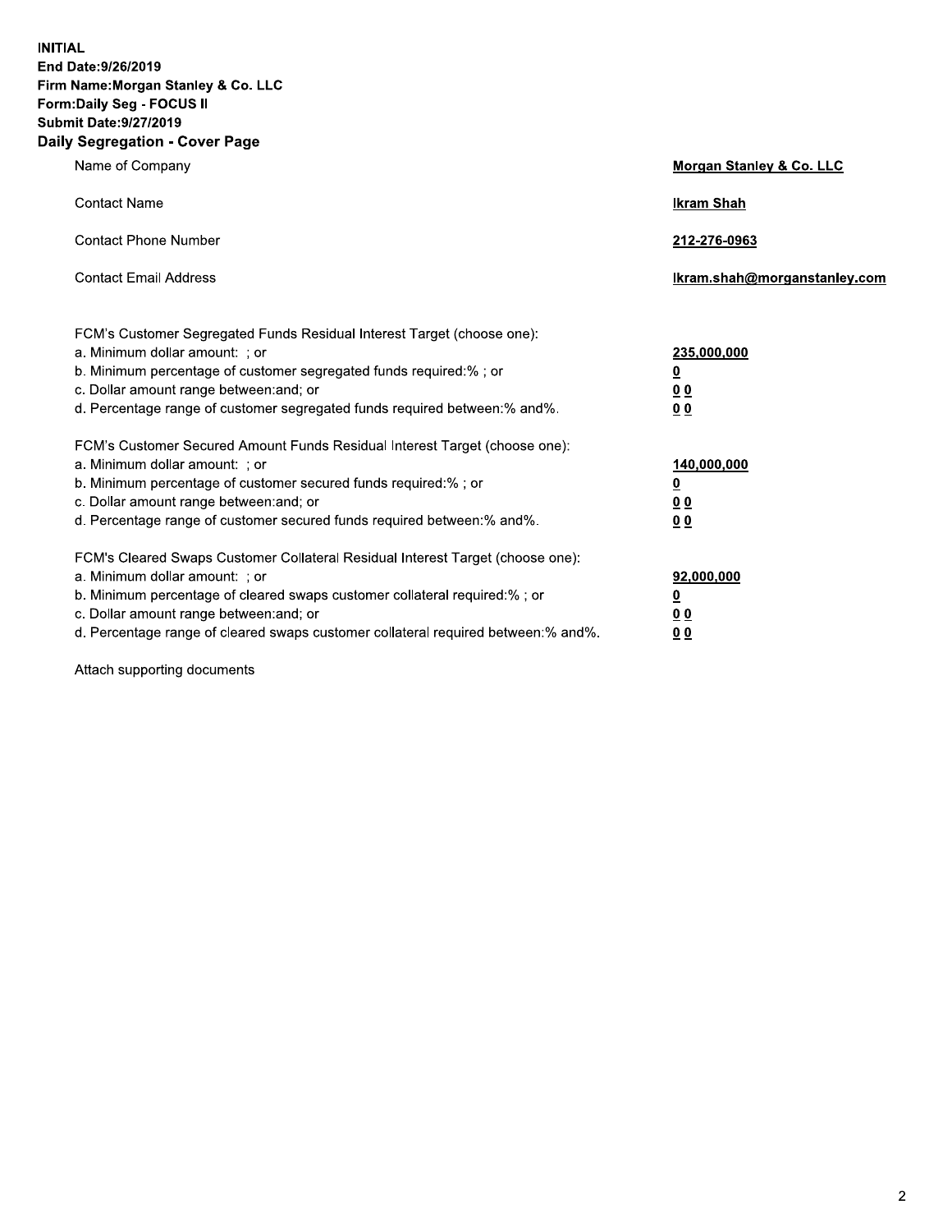**INITIAL**
**End Date:9/26/2019**
**Firm Name:Morgan Stanley & Co. LLC**
**Form:Daily Seg - FOCUS II**
**Submit Date:9/27/2019**

## Daily Segregation - Cover Page

| | |
|---|---|
| Name of Company | **Morgan Stanley & Co. LLC** |
| Contact Name | **Ikram Shah** |
| Contact Phone Number | **212-276-0963** |
| Contact Email Address | **Ikram.shah@morganstanley.com** |

| | |
|---|---|
| FCM's Customer Segregated Funds Residual Interest Target (choose one): | |
| a. Minimum dollar amount: ; or | **235,000,000** |
| b. Minimum percentage of customer segregated funds required:% ; or | **0** |
| c. Dollar amount range between:and; or | **0 0** |
| d. Percentage range of customer segregated funds required between:% and%. | **0 0** |
| FCM's Customer Secured Amount Funds Residual Interest Target (choose one): | |
| a. Minimum dollar amount: ; or | **140,000,000** |
| b. Minimum percentage of customer secured funds required:% ; or | **0** |
| c. Dollar amount range between:and; or | **0 0** |
| d. Percentage range of customer secured funds required between:% and%. | **0 0** |
| FCM's Cleared Swaps Customer Collateral Residual Interest Target (choose one): | |
| a. Minimum dollar amount: ; or | **92,000,000** |
| b. Minimum percentage of cleared swaps customer collateral required:% ; or | **0** |
| c. Dollar amount range between:and; or | **0 0** |
| d. Percentage range of cleared swaps customer collateral required between:% and%. | **0 0** |

Attach supporting documents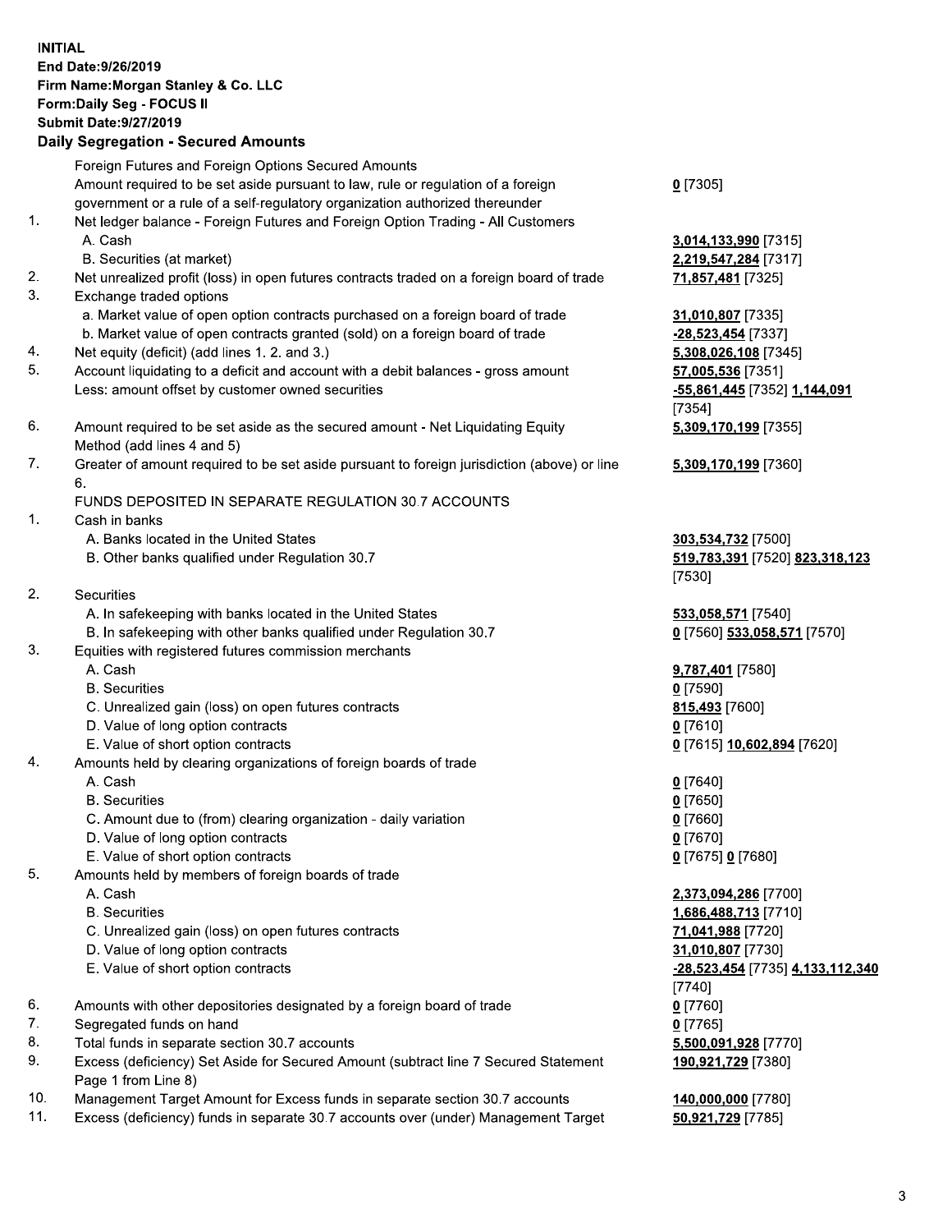**INITIAL**
**End Date:9/26/2019**
**Firm Name:Morgan Stanley & Co. LLC**
**Form:Daily Seg - FOCUS II**
**Submit Date:9/27/2019**

## Daily Segregation - Secured Amounts

| | | |
|---|---|---|
| | Foreign Futures and Foreign Options Secured Amounts | |
| | Amount required to be set aside pursuant to law, rule or regulation of a foreign government or a rule of a self-regulatory organization authorized thereunder | 0 [7305] |
| 1. | Net ledger balance - Foreign Futures and Foreign Option Trading - All Customers | |
| | A. Cash | 3,014,133,990 [7315] |
| | B. Securities (at market) | 2,219,547,284 [7317] |
| 2. | Net unrealized profit (loss) in open futures contracts traded on a foreign board of trade | 71,857,481 [7325] |
| 3. | Exchange traded options | |
| | a. Market value of open option contracts purchased on a foreign board of trade | 31,010,807 [7335] |
| | b. Market value of open contracts granted (sold) on a foreign board of trade | -28,523,454 [7337] |
| 4. | Net equity (deficit) (add lines 1. 2. and 3.) | 5,308,026,108 [7345] |
| 5. | Account liquidating to a deficit and account with a debit balances - gross amount | 57,005,536 [7351] |
| | Less: amount offset by customer owned securities | -55,861,445 [7352] 1,144,091 [7354] |
| 6. | Amount required to be set aside as the secured amount - Net Liquidating Equity Method (add lines 4 and 5) | 5,309,170,199 [7355] |
| 7. | Greater of amount required to be set aside pursuant to foreign jurisdiction (above) or line 6. | 5,309,170,199 [7360] |
| | FUNDS DEPOSITED IN SEPARATE REGULATION 30.7 ACCOUNTS | |
| 1. | Cash in banks | |
| | A. Banks located in the United States | 303,534,732 [7500] |
| | B. Other banks qualified under Regulation 30.7 | 519,783,391 [7520] 823,318,123 [7530] |
| 2. | Securities | |
| | A. In safekeeping with banks located in the United States | 533,058,571 [7540] |
| | B. In safekeeping with other banks qualified under Regulation 30.7 | 0 [7560] 533,058,571 [7570] |
| 3. | Equities with registered futures commission merchants | |
| | A. Cash | 9,787,401 [7580] |
| | B. Securities | 0 [7590] |
| | C. Unrealized gain (loss) on open futures contracts | 815,493 [7600] |
| | D. Value of long option contracts | 0 [7610] |
| | E. Value of short option contracts | 0 [7615] 10,602,894 [7620] |
| 4. | Amounts held by clearing organizations of foreign boards of trade | |
| | A. Cash | 0 [7640] |
| | B. Securities | 0 [7650] |
| | C. Amount due to (from) clearing organization - daily variation | 0 [7660] |
| | D. Value of long option contracts | 0 [7670] |
| | E. Value of short option contracts | 0 [7675] 0 [7680] |
| 5. | Amounts held by members of foreign boards of trade | |
| | A. Cash | 2,373,094,286 [7700] |
| | B. Securities | 1,686,488,713 [7710] |
| | C. Unrealized gain (loss) on open futures contracts | 71,041,988 [7720] |
| | D. Value of long option contracts | 31,010,807 [7730] |
| | E. Value of short option contracts | -28,523,454 [7735] 4,133,112,340 [7740] |
| 6. | Amounts with other depositories designated by a foreign board of trade | 0 [7760] |
| 7. | Segregated funds on hand | 0 [7765] |
| 8. | Total funds in separate section 30.7 accounts | 5,500,091,928 [7770] |
| 9. | Excess (deficiency) Set Aside for Secured Amount (subtract line 7 Secured Statement Page 1 from Line 8) | 190,921,729 [7380] |
| 10. | Management Target Amount for Excess funds in separate section 30.7 accounts | 140,000,000 [7780] |
| 11. | Excess (deficiency) funds in separate 30.7 accounts over (under) Management Target | 50,921,729 [7785] |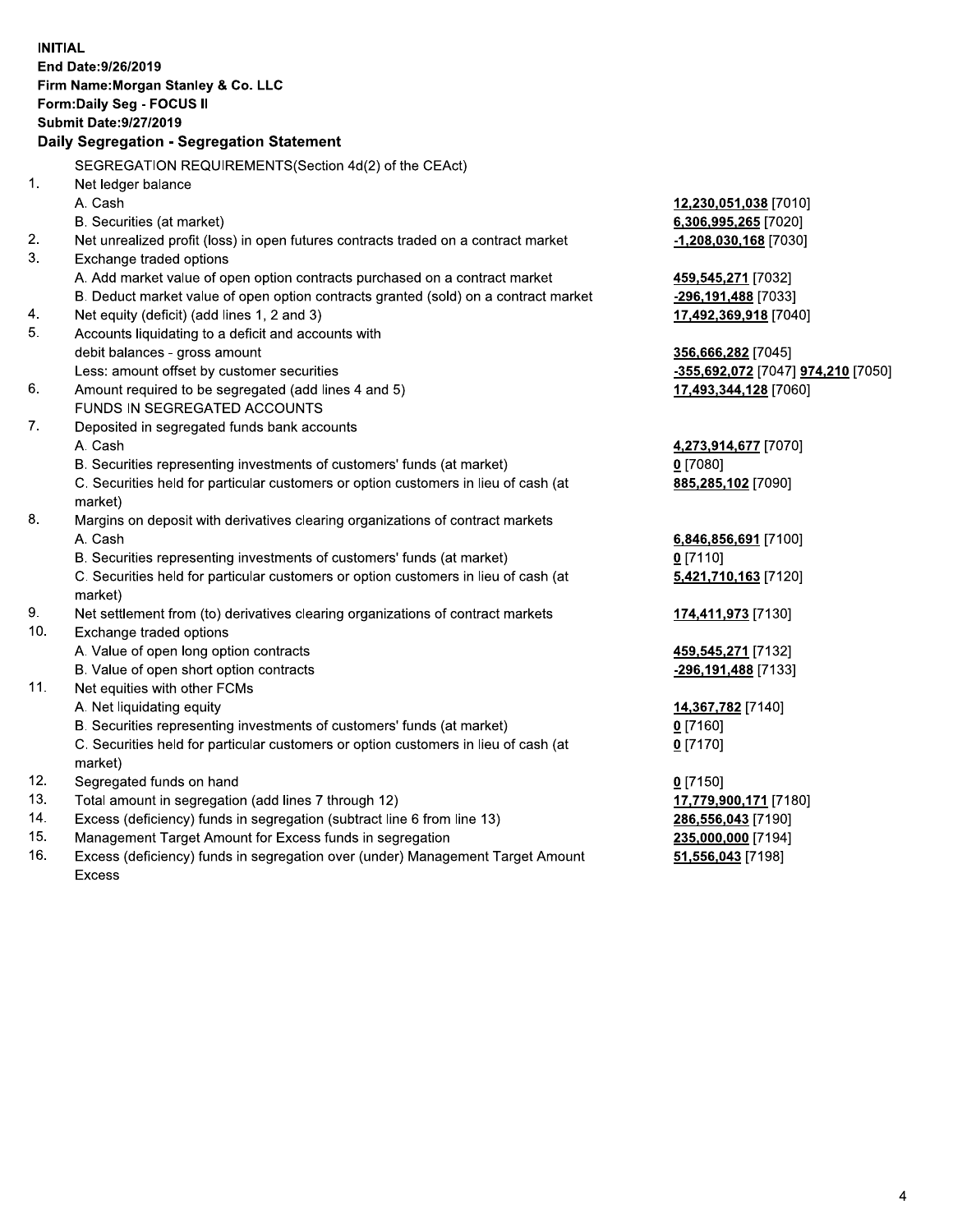**INITIAL**
**End Date:9/26/2019**
**Firm Name:Morgan Stanley & Co. LLC**
**Form:Daily Seg - FOCUS II**
**Submit Date:9/27/2019**

**Daily Segregation - Segregation Statement**

SEGREGATION REQUIREMENTS(Section 4d(2) of the CEAct)

| | | |
|---|---|---|
| 1. | Net ledger balance | |
| | A. Cash | 12,230,051,038 [7010] |
| | B. Securities (at market) | 6,306,995,265 [7020] |
| 2. | Net unrealized profit (loss) in open futures contracts traded on a contract market | -1,208,030,168 [7030] |
| 3. | Exchange traded options | |
| | A. Add market value of open option contracts purchased on a contract market | 459,545,271 [7032] |
| | B. Deduct market value of open option contracts granted (sold) on a contract market | -296,191,488 [7033] |
| 4. | Net equity (deficit) (add lines 1, 2 and 3) | 17,492,369,918 [7040] |
| 5. | Accounts liquidating to a deficit and accounts with debit balances - gross amount | 356,666,282 [7045] |
| | Less: amount offset by customer securities | -355,692,072 [7047] 974,210 [7050] |
| 6. | Amount required to be segregated (add lines 4 and 5) | 17,493,344,128 [7060] |
| | FUNDS IN SEGREGATED ACCOUNTS | |
| 7. | Deposited in segregated funds bank accounts | |
| | A. Cash | 4,273,914,677 [7070] |
| | B. Securities representing investments of customers' funds (at market) | 0 [7080] |
| | C. Securities held for particular customers or option customers in lieu of cash (at market) | 885,285,102 [7090] |
| 8. | Margins on deposit with derivatives clearing organizations of contract markets | |
| | A. Cash | 6,846,856,691 [7100] |
| | B. Securities representing investments of customers' funds (at market) | 0 [7110] |
| | C. Securities held for particular customers or option customers in lieu of cash (at market) | 5,421,710,163 [7120] |
| 9. | Net settlement from (to) derivatives clearing organizations of contract markets | 174,411,973 [7130] |
| 10. | Exchange traded options | |
| | A. Value of open long option contracts | 459,545,271 [7132] |
| | B. Value of open short option contracts | -296,191,488 [7133] |
| 11. | Net equities with other FCMs | |
| | A. Net liquidating equity | 14,367,782 [7140] |
| | B. Securities representing investments of customers' funds (at market) | 0 [7160] |
| | C. Securities held for particular customers or option customers in lieu of cash (at market) | 0 [7170] |
| 12. | Segregated funds on hand | 0 [7150] |
| 13. | Total amount in segregation (add lines 7 through 12) | 17,779,900,171 [7180] |
| 14. | Excess (deficiency) funds in segregation (subtract line 6 from line 13) | 286,556,043 [7190] |
| 15. | Management Target Amount for Excess funds in segregation | 235,000,000 [7194] |
| 16. | Excess (deficiency) funds in segregation over (under) Management Target Amount Excess | 51,556,043 [7198] |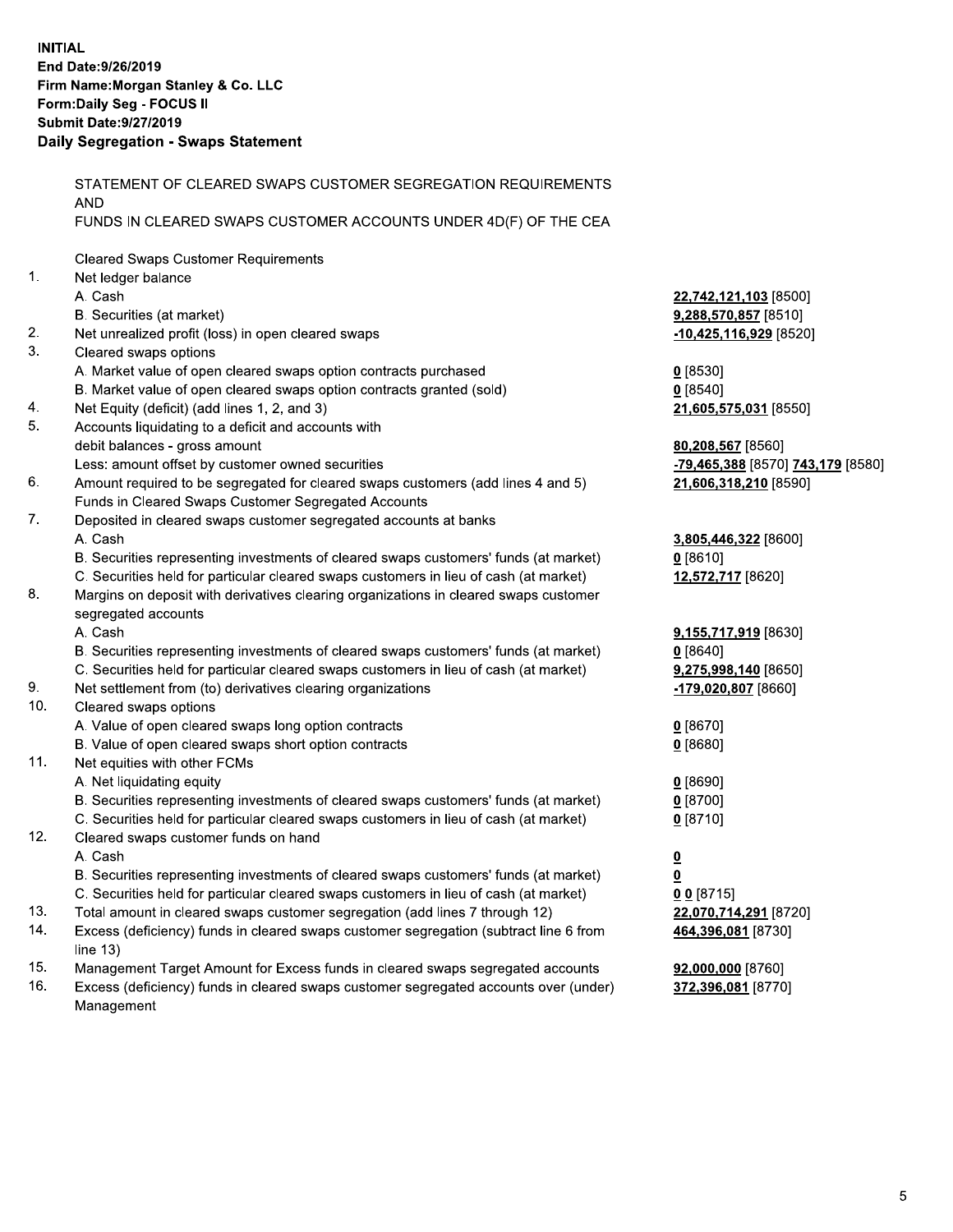**INITIAL**
**End Date:9/26/2019**
**Firm Name:Morgan Stanley & Co. LLC**
**Form:Daily Seg - FOCUS II**
**Submit Date:9/27/2019**
**Daily Segregation - Swaps Statement**

STATEMENT OF CLEARED SWAPS CUSTOMER SEGREGATION REQUIREMENTS
AND
FUNDS IN CLEARED SWAPS CUSTOMER ACCOUNTS UNDER 4D(F) OF THE CEA

| | | |
|---|---|---|
| | Cleared Swaps Customer Requirements | |
| 1. | Net ledger balance | |
| | A. Cash | 22,742,121,103 [8500] |
| | B. Securities (at market) | 9,288,570,857 [8510] |
| 2. | Net unrealized profit (loss) in open cleared swaps | -10,425,116,929 [8520] |
| 3. | Cleared swaps options | |
| | A. Market value of open cleared swaps option contracts purchased | 0 [8530] |
| | B. Market value of open cleared swaps option contracts granted (sold) | 0 [8540] |
| 4. | Net Equity (deficit) (add lines 1, 2, and 3) | 21,605,575,031 [8550] |
| 5. | Accounts liquidating to a deficit and accounts with debit balances - gross amount | 80,208,567 [8560] |
| | Less: amount offset by customer owned securities | -79,465,388 [8570] 743,179 [8580] |
| 6. | Amount required to be segregated for cleared swaps customers (add lines 4 and 5) | 21,606,318,210 [8590] |
| | Funds in Cleared Swaps Customer Segregated Accounts | |
| 7. | Deposited in cleared swaps customer segregated accounts at banks | |
| | A. Cash | 3,805,446,322 [8600] |
| | B. Securities representing investments of cleared swaps customers' funds (at market) | 0 [8610] |
| | C. Securities held for particular cleared swaps customers in lieu of cash (at market) | 12,572,717 [8620] |
| 8. | Margins on deposit with derivatives clearing organizations in cleared swaps customer segregated accounts | |
| | A. Cash | 9,155,717,919 [8630] |
| | B. Securities representing investments of cleared swaps customers' funds (at market) | 0 [8640] |
| | C. Securities held for particular cleared swaps customers in lieu of cash (at market) | 9,275,998,140 [8650] |
| 9. | Net settlement from (to) derivatives clearing organizations | -179,020,807 [8660] |
| 10. | Cleared swaps options | |
| | A. Value of open cleared swaps long option contracts | 0 [8670] |
| | B. Value of open cleared swaps short option contracts | 0 [8680] |
| 11. | Net equities with other FCMs | |
| | A. Net liquidating equity | 0 [8690] |
| | B. Securities representing investments of cleared swaps customers' funds (at market) | 0 [8700] |
| | C. Securities held for particular cleared swaps customers in lieu of cash (at market) | 0 [8710] |
| 12. | Cleared swaps customer funds on hand | |
| | A. Cash | 0 |
| | B. Securities representing investments of cleared swaps customers' funds (at market) | 0 |
| | C. Securities held for particular cleared swaps customers in lieu of cash (at market) | 0 0 [8715] |
| 13. | Total amount in cleared swaps customer segregation (add lines 7 through 12) | 22,070,714,291 [8720] |
| 14. | Excess (deficiency) funds in cleared swaps customer segregation (subtract line 6 from line 13) | 464,396,081 [8730] |
| 15. | Management Target Amount for Excess funds in cleared swaps segregated accounts | 92,000,000 [8760] |
| 16. | Excess (deficiency) funds in cleared swaps customer segregated accounts over (under) Management | 372,396,081 [8770] |